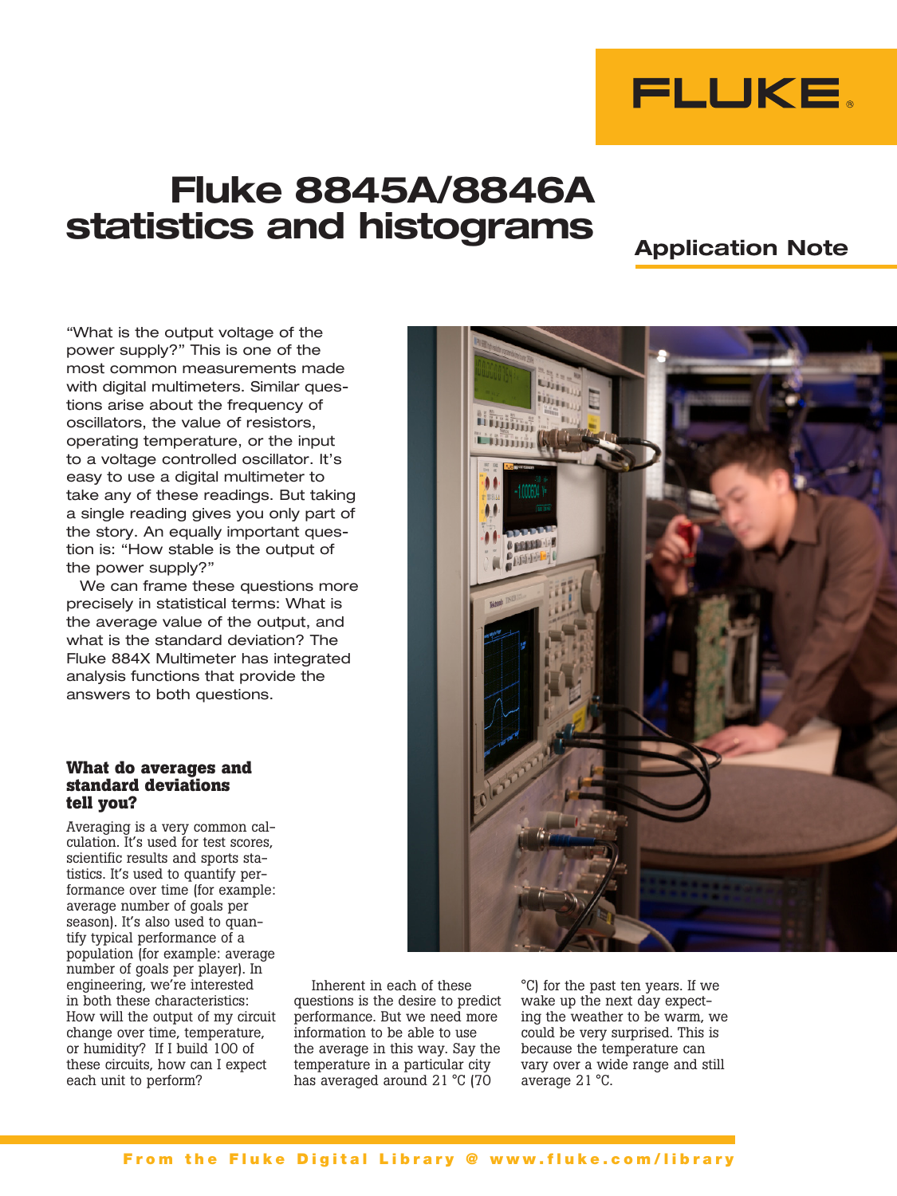FLUKE

# Fluke 8845A/8846A statistics and histograms

Application Note

"What is the output voltage of the power supply?" This is one of the most common measurements made with digital multimeters. Similar questions arise about the frequency of oscillators, the value of resistors, operating temperature, or the input to a voltage controlled oscillator. It's easy to use a digital multimeter to take any of these readings. But taking a single reading gives you only part of the story. An equally important question is: "How stable is the output of the power supply?"

We can frame these questions more precisely in statistical terms: What is the average value of the output, and what is the standard deviation? The Fluke 884X Multimeter has integrated analysis functions that provide the answers to both questions.

## What do averages and standard deviations tell you?

Averaging is a very common calculation. It's used for test scores, scientific results and sports statistics. It's used to quantify performance over time (for example: average number of goals per season). It's also used to quantify typical performance of a population (for example: average number of goals per player). In engineering, we're interested in both these characteristics: How will the output of my circuit change over time, temperature, or humidity? If I build 100 of these circuits, how can I expect each unit to perform?

Inherent in each of these questions is the desire to predict performance. But we need more information to be able to use the average in this way. Say the temperature in a particular city has averaged around 21 °C (70 °C) for the past ten years. If we wake up the next day expecting the weather to be warm, we could be very surprised. This is because the temperature can vary over a wide range and still average 21 °C.

From the Fluke Digital Library @ www.fluke.com/library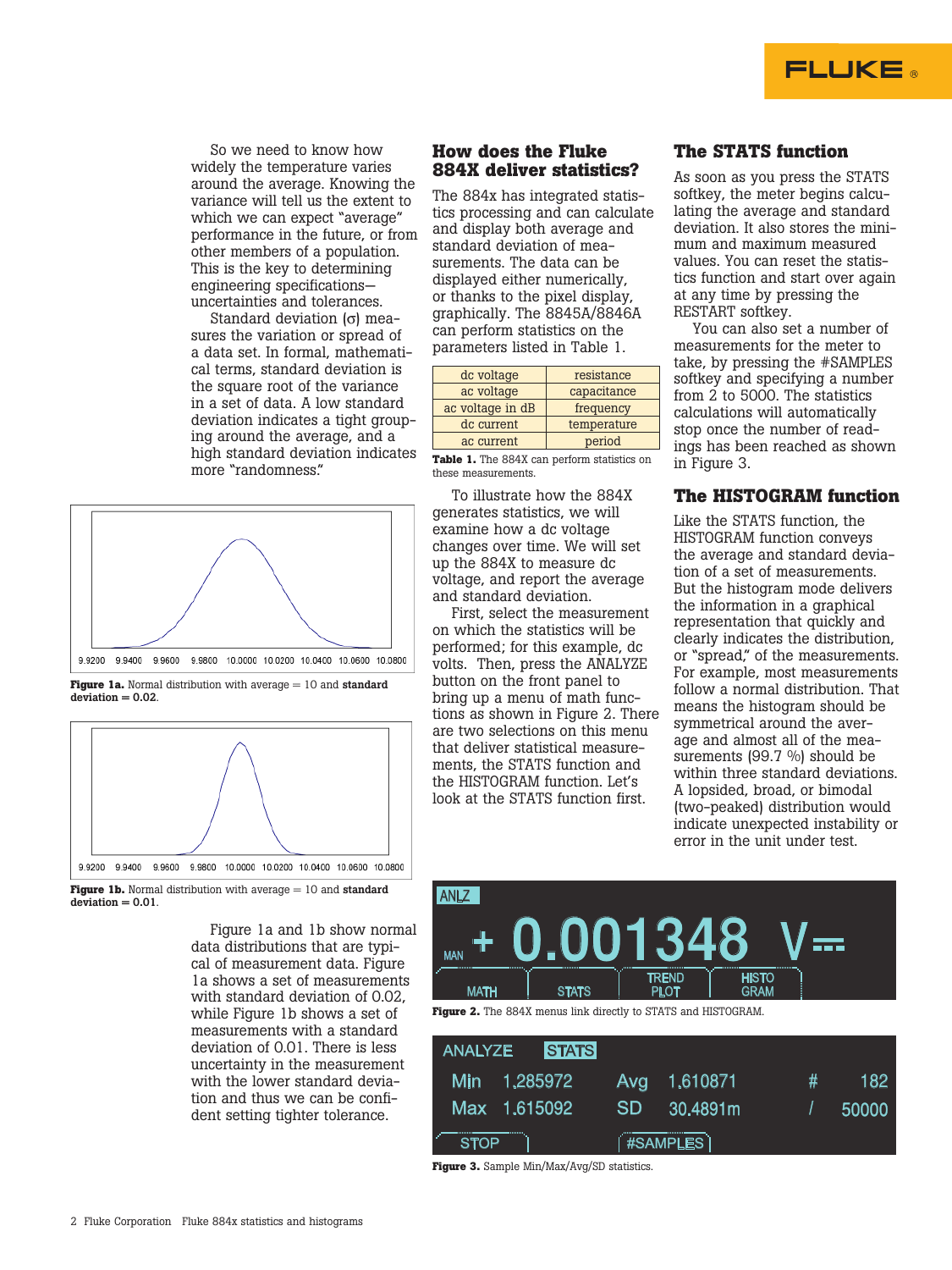So we need to know how widely the temperature varies around the average. Knowing the variance will tell us the extent to which we can expect "average" performance in the future, or from other members of a population. This is the key to determining engineering specifications—uncertainties and tolerances.

Standard deviation (σ) measures the variation or spread of a data set. In formal, mathematical terms, standard deviation is the square root of the variance in a set of data. A low standard deviation indicates a tight grouping around the average, and a high standard deviation indicates more "randomness."

**Figure 1a.** Normal distribution with average = 10 and **standard deviation = 0.02.**

**Figure 1b.** Normal distribution with average = 10 and **standard deviation = 0.01.**

Figure 1a and 1b show normal data distributions that are typical of measurement data. Figure 1a shows a set of measurements with standard deviation of 0.02, while Figure 1b shows a set of measurements with a standard deviation of 0.01. There is less uncertainty in the measurement with the lower standard deviation and thus we can be confident setting tighter tolerance.

## How does the Fluke 884X deliver statistics?

The 884x has integrated statistics processing and can calculate and display both average and standard deviation of measurements. The data can be displayed either numerically, or thanks to the pixel display, graphically. The 8845A/8846A can perform statistics on the parameters listed in Table 1.

| | |
|---|---|
| dc voltage | resistance |
| ac voltage | capacitance |
| ac voltage in dB | frequency |
| dc current | temperature |
| ac current | period |

**Table 1.** The 884X can perform statistics on these measurements.

To illustrate how the 884X generates statistics, we will examine how a dc voltage changes over time. We will set up the 884X to measure dc voltage, and report the average and standard deviation.

First, select the measurement on which the statistics will be performed; for this example, dc volts. Then, press the ANALYZE button on the front panel to bring up a menu of math functions as shown in Figure 2. There are two selections on this menu that deliver statistical measurements, the STATS function and the HISTOGRAM function. Let's look at the STATS function first.

## The STATS function

As soon as you press the STATS softkey, the meter begins calculating the average and standard deviation. It also stores the minimum and maximum measured values. You can reset the statistics function and start over again at any time by pressing the RESTART softkey.

You can also set a number of measurements for the meter to take, by pressing the #SAMPLES softkey and specifying a number from 2 to 5000. The statistics calculations will automatically stop once the number of readings has been reached as shown in Figure 3.

## The HISTOGRAM function

Like the STATS function, the HISTOGRAM function conveys the average and standard deviation of a set of measurements. But the histogram mode delivers the information in a graphical representation that quickly and clearly indicates the distribution, or "spread," of the measurements. For example, most measurements follow a normal distribution. That means the histogram should be symmetrical around the average and almost all of the measurements (99.7 %) should be within three standard deviations. A lopsided, broad, or bimodal (two-peaked) distribution would indicate unexpected instability or error in the unit under test.

**Figure 2.** The 884X menus link directly to STATS and HISTOGRAM.

**Figure 3.** Sample Min/Max/Avg/SD statistics.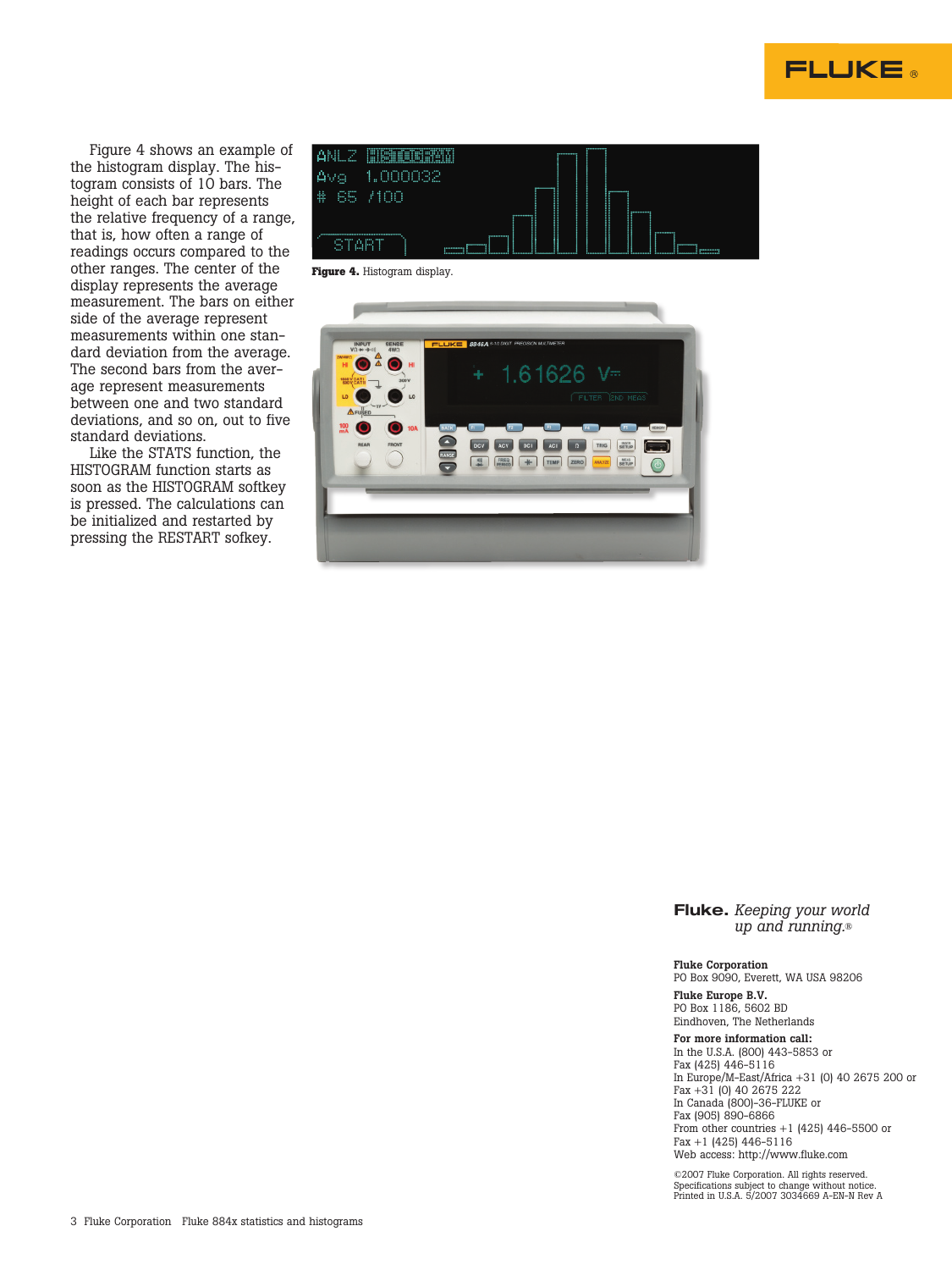Figure 4 shows an example of the histogram display. The histogram consists of 10 bars. The height of each bar represents the relative frequency of a range, that is, how often a range of readings occurs compared to the other ranges. The center of the display represents the average measurement. The bars on either side of the average represent measurements within one standard deviation from the average. The second bars from the average represent measurements between one and two standard deviations, and so on, out to five standard deviations.

Like the STATS function, the HISTOGRAM function starts as soon as the HISTOGRAM softkey is pressed. The calculations can be initialized and restarted by pressing the RESTART sofkey.

ANLZ HISTOGRAM
Avg 1.000032
# 65 /100
START

**Figure 4.** Histogram display.

**Fluke.** *Keeping your world up and running.*®

**Fluke Corporation**
PO Box 9090, Everett, WA USA 98206

**Fluke Europe B.V.**
PO Box 1186, 5602 BD
Eindhoven, The Netherlands

**For more information call:**
In the U.S.A. (800) 443-5853 or
Fax (425) 446-5116
In Europe/M-East/Africa +31 (0) 40 2675 200 or
Fax +31 (0) 40 2675 222
In Canada (800)-36-FLUKE or
Fax (905) 890-6866
From other countries +1 (425) 446-5500 or
Fax +1 (425) 446-5116
Web access: http://www.fluke.com

©2007 Fluke Corporation. All rights reserved.
Specifications subject to change without notice.
Printed in U.S.A. 5/2007 3034669 A-EN-N Rev A